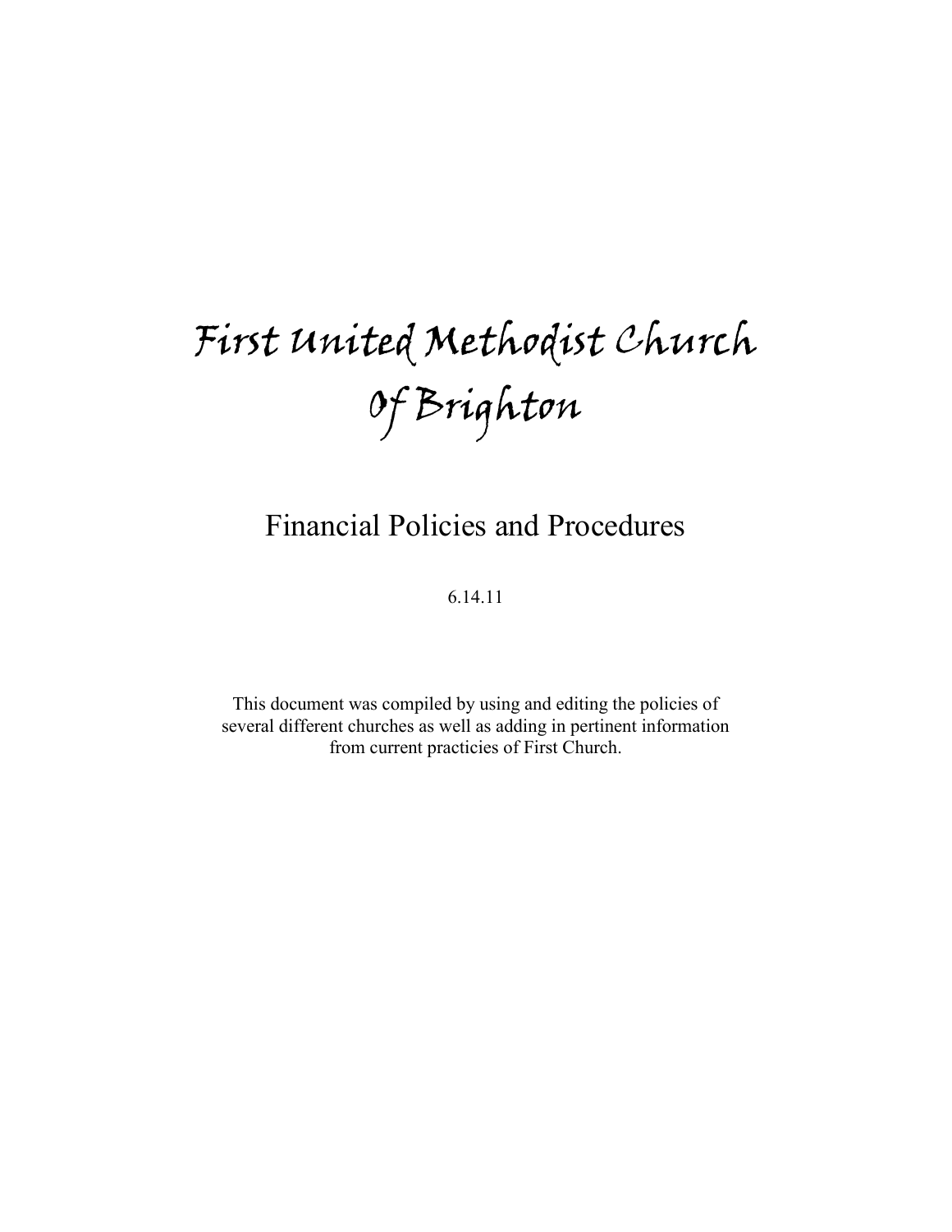# First United Methodist Church Of Brighton

## Financial Policies and Procedures

6.14.11

This document was compiled by using and editing the policies of several different churches as well as adding in pertinent information from current practicies of First Church.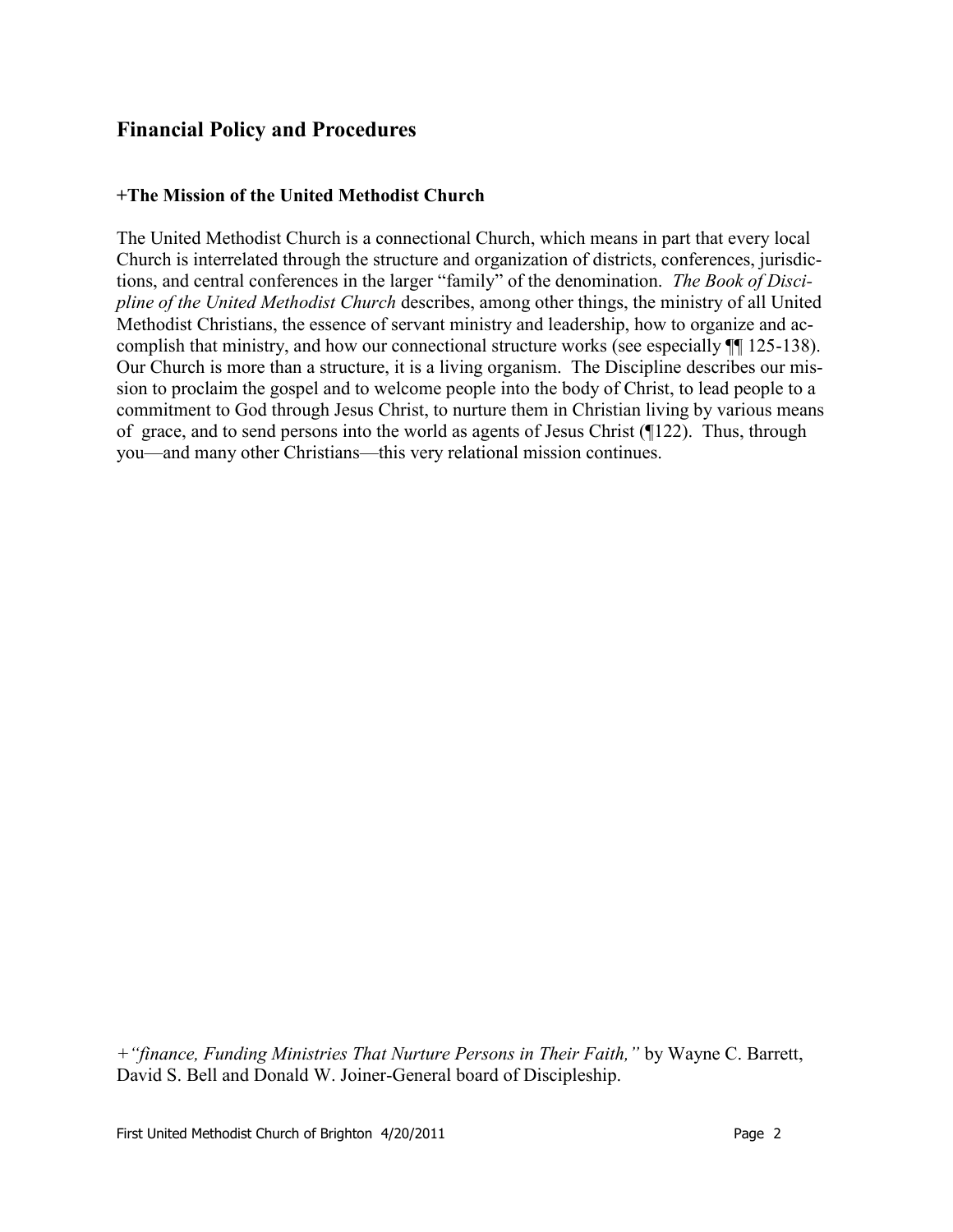## Financial Policy and Procedures

### +The Mission of the United Methodist Church

The United Methodist Church is a connectional Church, which means in part that every local Church is interrelated through the structure and organization of districts, conferences, jurisdictions, and central conferences in the larger "family" of the denomination. *The Book of Discipline of the United Methodist Church* describes, among other things, the ministry of all United Methodist Christians, the essence of servant ministry and leadership, how to organize and accomplish that ministry, and how our connectional structure works (see especially ¶¶ 125-138). Our Church is more than a structure, it is a living organism. The Discipline describes our mission to proclaim the gospel and to welcome people into the body of Christ, to lead people to a commitment to God through Jesus Christ, to nurture them in Christian living by various means of grace, and to send persons into the world as agents of Jesus Christ (¶122). Thus, through you—and many other Christians—this very relational mission continues.

+*"finance, Funding Ministries That Nurture Persons in Their Faith,"* by Wayne C. Barrett, David S. Bell and Donald W. Joiner-General board of Discipleship.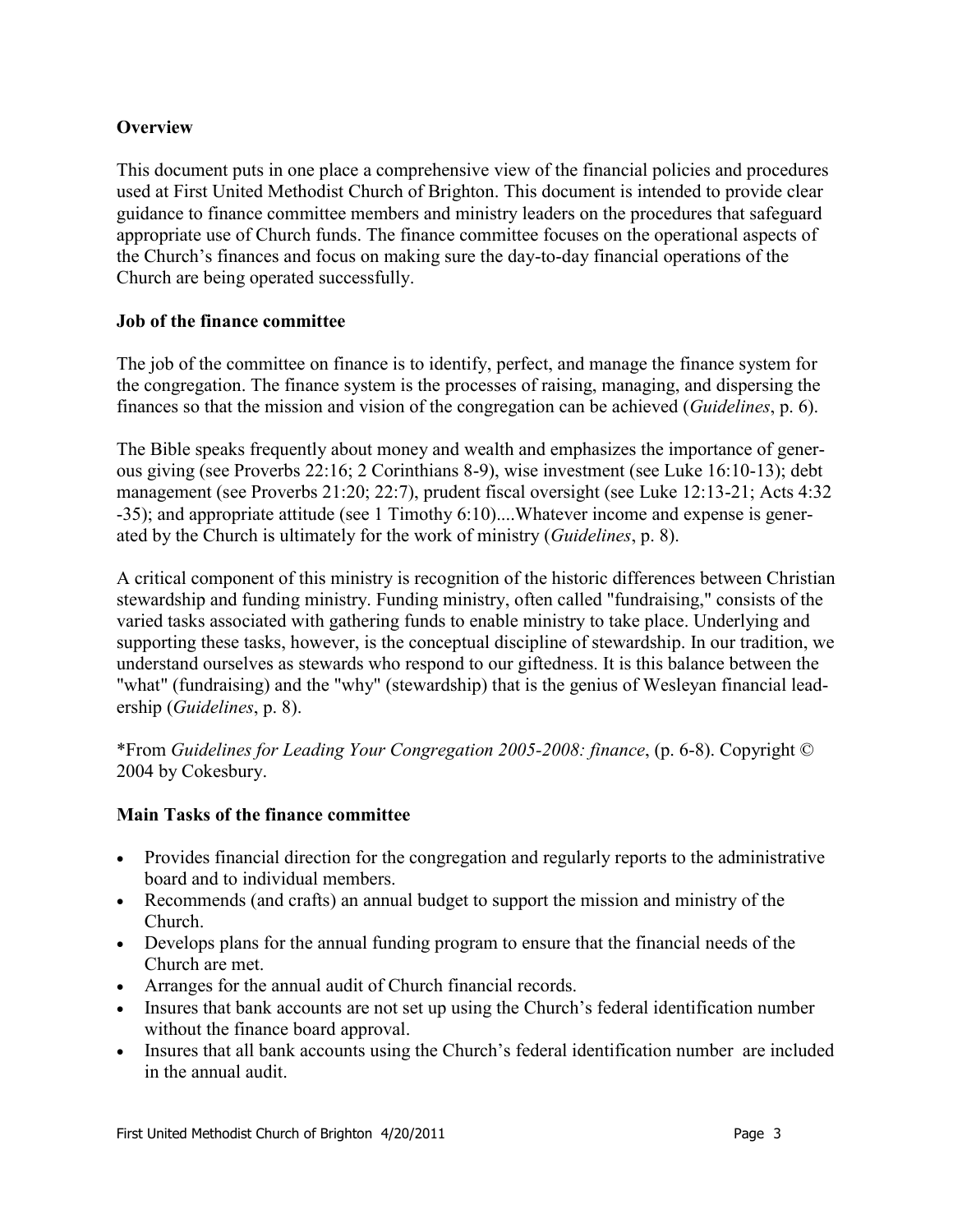**Overview**

This document puts in one place a comprehensive view of the financial policies and procedures used at First United Methodist Church of Brighton. This document is intended to provide clear guidance to finance committee members and ministry leaders on the procedures that safeguard appropriate use of Church funds. The finance committee focuses on the operational aspects of the Church's finances and focus on making sure the day-to-day financial operations of the Church are being operated successfully.

**Job of the finance committee**

The job of the committee on finance is to identify, perfect, and manage the finance system for the congregation. The finance system is the processes of raising, managing, and dispersing the finances so that the mission and vision of the congregation can be achieved (*Guidelines*, p. 6).

The Bible speaks frequently about money and wealth and emphasizes the importance of generous giving (see Proverbs 22:16; 2 Corinthians 8-9), wise investment (see Luke 16:10-13); debt management (see Proverbs 21:20; 22:7), prudent fiscal oversight (see Luke 12:13-21; Acts 4:32 -35); and appropriate attitude (see 1 Timothy 6:10)....Whatever income and expense is generated by the Church is ultimately for the work of ministry (*Guidelines*, p. 8).

A critical component of this ministry is recognition of the historic differences between Christian stewardship and funding ministry. Funding ministry, often called "fundraising," consists of the varied tasks associated with gathering funds to enable ministry to take place. Underlying and supporting these tasks, however, is the conceptual discipline of stewardship. In our tradition, we understand ourselves as stewards who respond to our giftedness. It is this balance between the "what" (fundraising) and the "why" (stewardship) that is the genius of Wesleyan financial leadership (*Guidelines*, p. 8).

*From *Guidelines for Leading Your Congregation 2005-2008: finance*, (p. 6-8). Copyright © 2004 by Cokesbury.

**Main Tasks of the finance committee**

- Provides financial direction for the congregation and regularly reports to the administrative board and to individual members.
- Recommends (and crafts) an annual budget to support the mission and ministry of the Church.
- Develops plans for the annual funding program to ensure that the financial needs of the Church are met.
- Arranges for the annual audit of Church financial records.
- Insures that bank accounts are not set up using the Church's federal identification number without the finance board approval.
- Insures that all bank accounts using the Church's federal identification number are included in the annual audit.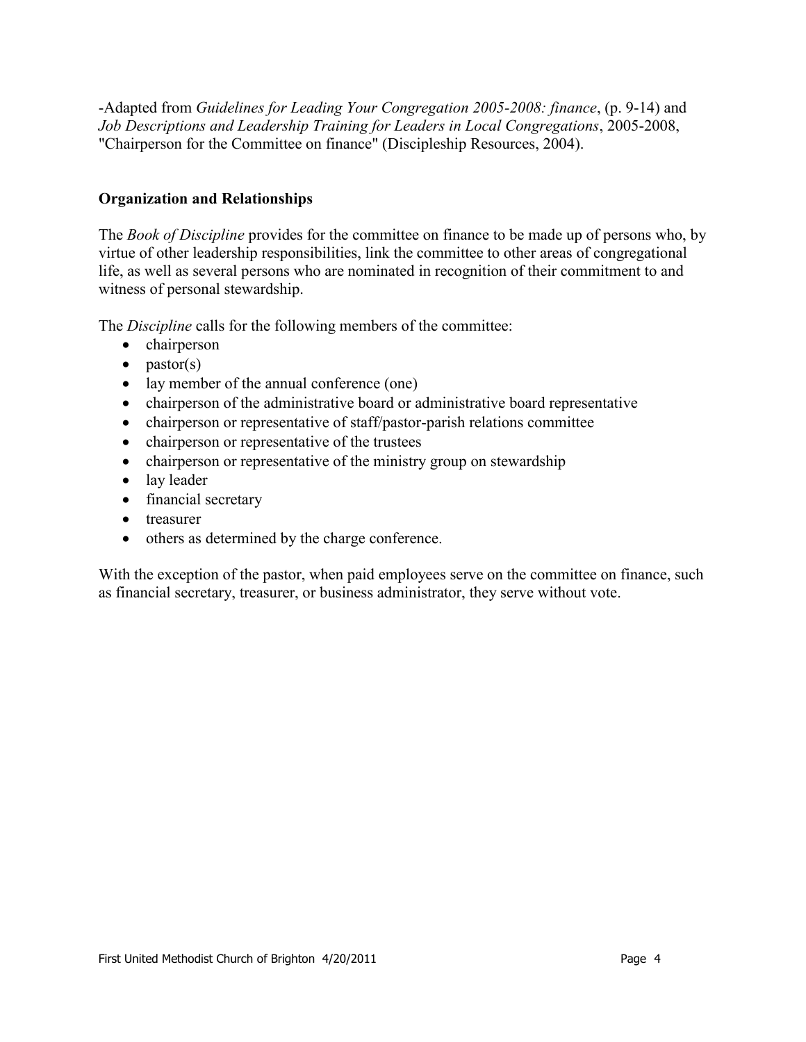-Adapted from *Guidelines for Leading Your Congregation 2005-2008: finance*, (p. 9-14) and *Job Descriptions and Leadership Training for Leaders in Local Congregations*, 2005-2008, "Chairperson for the Committee on finance" (Discipleship Resources, 2004).

**Organization and Relationships**

The *Book of Discipline* provides for the committee on finance to be made up of persons who, by virtue of other leadership responsibilities, link the committee to other areas of congregational life, as well as several persons who are nominated in recognition of their commitment to and witness of personal stewardship.

The *Discipline* calls for the following members of the committee:

- chairperson
- pastor(s)
- lay member of the annual conference (one)
- chairperson of the administrative board or administrative board representative
- chairperson or representative of staff/pastor-parish relations committee
- chairperson or representative of the trustees
- chairperson or representative of the ministry group on stewardship
- lay leader
- financial secretary
- treasurer
- others as determined by the charge conference.

With the exception of the pastor, when paid employees serve on the committee on finance, such as financial secretary, treasurer, or business administrator, they serve without vote.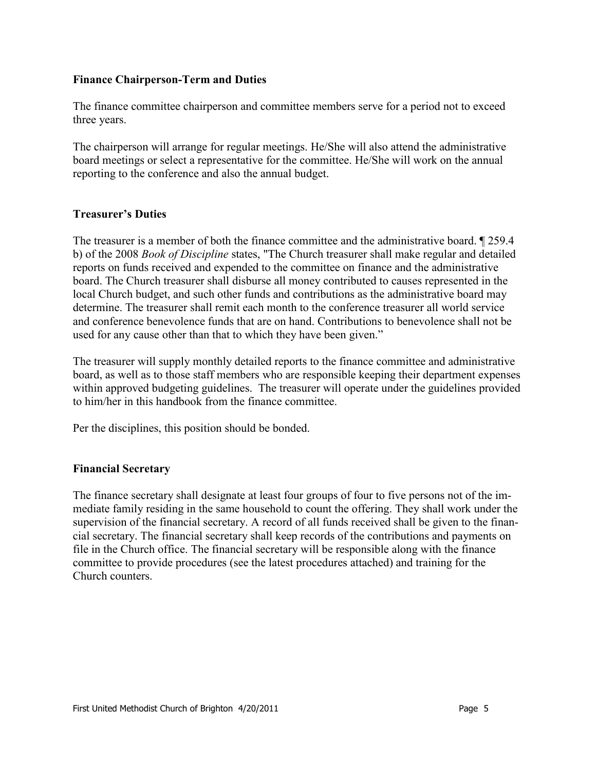**Finance Chairperson-Term and Duties**

The finance committee chairperson and committee members serve for a period not to exceed three years.

The chairperson will arrange for regular meetings. He/She will also attend the administrative board meetings or select a representative for the committee. He/She will work on the annual reporting to the conference and also the annual budget.

**Treasurer's Duties**

The treasurer is a member of both the finance committee and the administrative board. ¶ 259.4 b) of the 2008 *Book of Discipline* states, "The Church treasurer shall make regular and detailed reports on funds received and expended to the committee on finance and the administrative board. The Church treasurer shall disburse all money contributed to causes represented in the local Church budget, and such other funds and contributions as the administrative board may determine. The treasurer shall remit each month to the conference treasurer all world service and conference benevolence funds that are on hand. Contributions to benevolence shall not be used for any cause other than that to which they have been given."

The treasurer will supply monthly detailed reports to the finance committee and administrative board, as well as to those staff members who are responsible keeping their department expenses within approved budgeting guidelines. The treasurer will operate under the guidelines provided to him/her in this handbook from the finance committee.

Per the disciplines, this position should be bonded.

**Financial Secretary**

The finance secretary shall designate at least four groups of four to five persons not of the immediate family residing in the same household to count the offering. They shall work under the supervision of the financial secretary. A record of all funds received shall be given to the financial secretary. The financial secretary shall keep records of the contributions and payments on file in the Church office. The financial secretary will be responsible along with the finance committee to provide procedures (see the latest procedures attached) and training for the Church counters.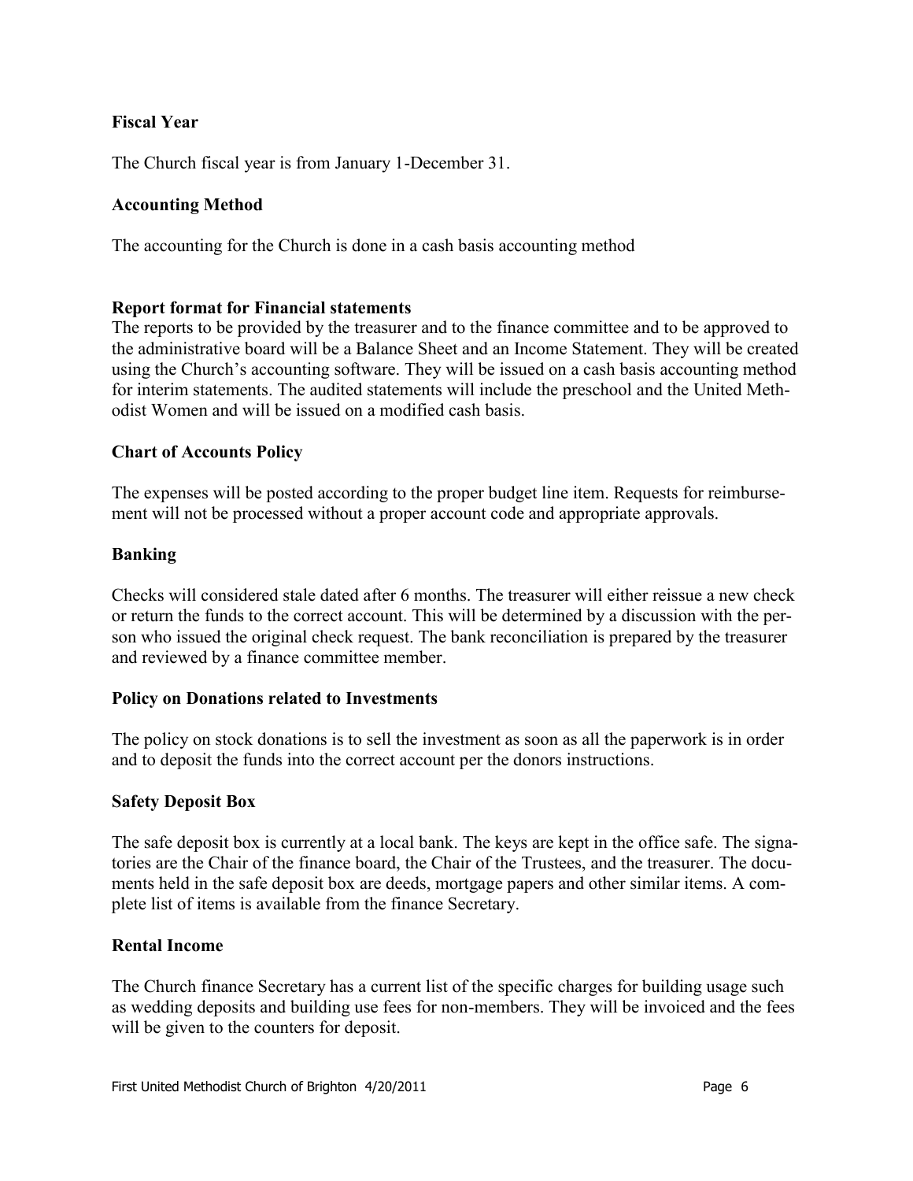**Fiscal Year**

The Church fiscal year is from January 1-December 31.

**Accounting Method**

The accounting for the Church is done in a cash basis accounting method

**Report format for Financial statements**

The reports to be provided by the treasurer and to the finance committee and to be approved to the administrative board will be a Balance Sheet and an Income Statement. They will be created using the Church's accounting software. They will be issued on a cash basis accounting method for interim statements. The audited statements will include the preschool and the United Methodist Women and will be issued on a modified cash basis.

**Chart of Accounts Policy**

The expenses will be posted according to the proper budget line item. Requests for reimbursement will not be processed without a proper account code and appropriate approvals.

**Banking**

Checks will considered stale dated after 6 months. The treasurer will either reissue a new check or return the funds to the correct account. This will be determined by a discussion with the person who issued the original check request. The bank reconciliation is prepared by the treasurer and reviewed by a finance committee member.

**Policy on Donations related to Investments**

The policy on stock donations is to sell the investment as soon as all the paperwork is in order and to deposit the funds into the correct account per the donors instructions.

**Safety Deposit Box**

The safe deposit box is currently at a local bank. The keys are kept in the office safe. The signatories are the Chair of the finance board, the Chair of the Trustees, and the treasurer. The documents held in the safe deposit box are deeds, mortgage papers and other similar items. A complete list of items is available from the finance Secretary.

**Rental Income**

The Church finance Secretary has a current list of the specific charges for building usage such as wedding deposits and building use fees for non-members. They will be invoiced and the fees will be given to the counters for deposit.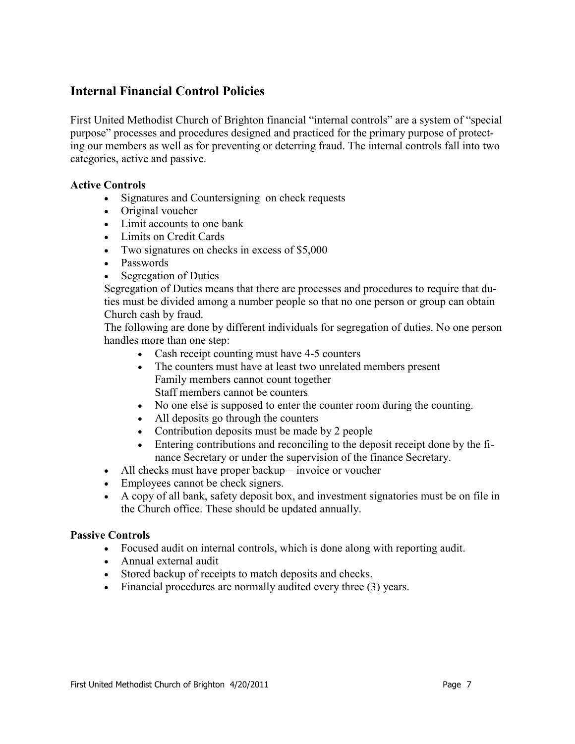## Internal Financial Control Policies

First United Methodist Church of Brighton financial "internal controls" are a system of "special purpose" processes and procedures designed and practiced for the primary purpose of protecting our members as well as for preventing or deterring fraud. The internal controls fall into two categories, active and passive.

### Active Controls

- Signatures and Countersigning on check requests
- Original voucher
- Limit accounts to one bank
- Limits on Credit Cards
- Two signatures on checks in excess of $5,000
- Passwords
- Segregation of Duties

  Segregation of Duties means that there are processes and procedures to require that duties must be divided among a number people so that no one person or group can obtain Church cash by fraud.

  The following are done by different individuals for segregation of duties. No one person handles more than one step:

  - Cash receipt counting must have 4-5 counters
  - The counters must have at least two unrelated members present
    Family members cannot count together
    Staff members cannot be counters
  - No one else is supposed to enter the counter room during the counting.
  - All deposits go through the counters
  - Contribution deposits must be made by 2 people
  - Entering contributions and reconciling to the deposit receipt done by the finance Secretary or under the supervision of the finance Secretary.
- All checks must have proper backup – invoice or voucher
- Employees cannot be check signers.
- A copy of all bank, safety deposit box, and investment signatories must be on file in the Church office. These should be updated annually.

### Passive Controls

- Focused audit on internal controls, which is done along with reporting audit.
- Annual external audit
- Stored backup of receipts to match deposits and checks.
- Financial procedures are normally audited every three (3) years.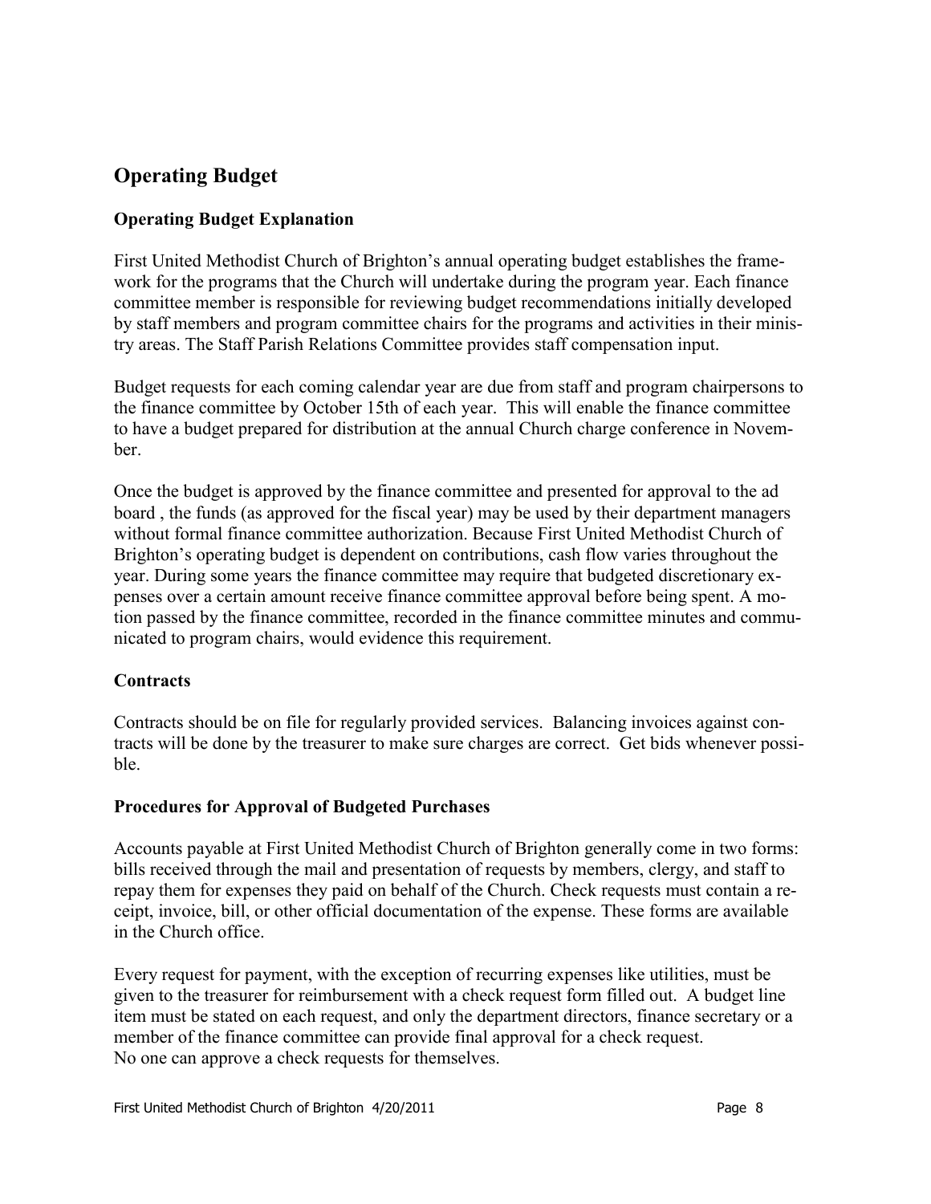# Operating Budget

## Operating Budget Explanation

First United Methodist Church of Brighton's annual operating budget establishes the framework for the programs that the Church will undertake during the program year. Each finance committee member is responsible for reviewing budget recommendations initially developed by staff members and program committee chairs for the programs and activities in their ministry areas. The Staff Parish Relations Committee provides staff compensation input.

Budget requests for each coming calendar year are due from staff and program chairpersons to the finance committee by October 15th of each year. This will enable the finance committee to have a budget prepared for distribution at the annual Church charge conference in November.

Once the budget is approved by the finance committee and presented for approval to the ad board , the funds (as approved for the fiscal year) may be used by their department managers without formal finance committee authorization. Because First United Methodist Church of Brighton's operating budget is dependent on contributions, cash flow varies throughout the year. During some years the finance committee may require that budgeted discretionary expenses over a certain amount receive finance committee approval before being spent. A motion passed by the finance committee, recorded in the finance committee minutes and communicated to program chairs, would evidence this requirement.

## Contracts

Contracts should be on file for regularly provided services. Balancing invoices against contracts will be done by the treasurer to make sure charges are correct. Get bids whenever possible.

## Procedures for Approval of Budgeted Purchases

Accounts payable at First United Methodist Church of Brighton generally come in two forms: bills received through the mail and presentation of requests by members, clergy, and staff to repay them for expenses they paid on behalf of the Church. Check requests must contain a receipt, invoice, bill, or other official documentation of the expense. These forms are available in the Church office.

Every request for payment, with the exception of recurring expenses like utilities, must be given to the treasurer for reimbursement with a check request form filled out. A budget line item must be stated on each request, and only the department directors, finance secretary or a member of the finance committee can provide final approval for a check request.
No one can approve a check requests for themselves.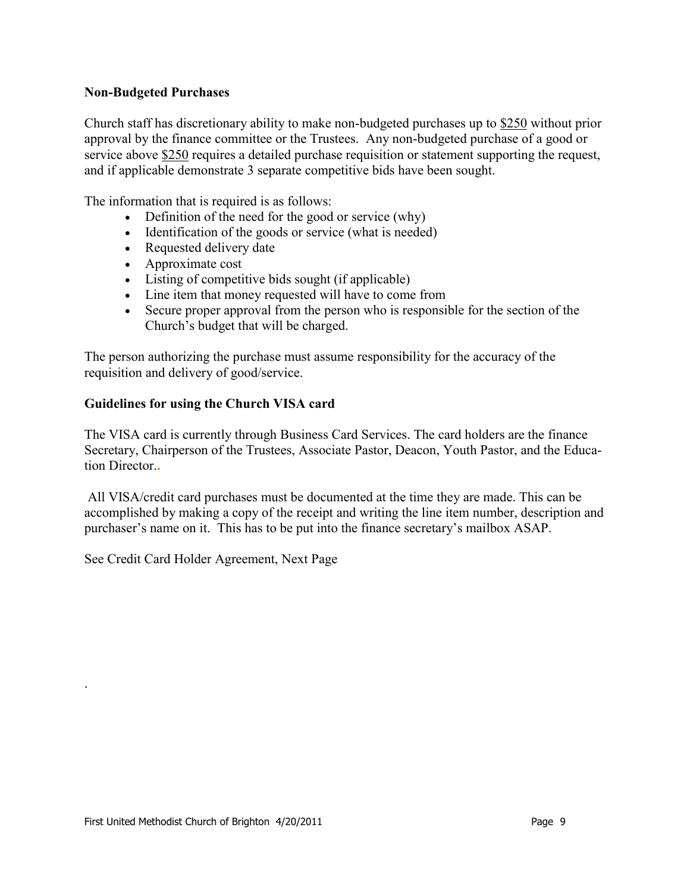### Non-Budgeted Purchases

Church staff has discretionary ability to make non-budgeted purchases up to $250 without prior approval by the finance committee or the Trustees. Any non-budgeted purchase of a good or service above $250 requires a detailed purchase requisition or statement supporting the request, and if applicable demonstrate 3 separate competitive bids have been sought.

The information that is required is as follows:

- Definition of the need for the good or service (why)
- Identification of the goods or service (what is needed)
- Requested delivery date
- Approximate cost
- Listing of competitive bids sought (if applicable)
- Line item that money requested will have to come from
- Secure proper approval from the person who is responsible for the section of the Church's budget that will be charged.

The person authorizing the purchase must assume responsibility for the accuracy of the requisition and delivery of good/service.

### Guidelines for using the Church VISA card

The VISA card is currently through Business Card Services. The card holders are the finance Secretary, Chairperson of the Trustees, Associate Pastor, Deacon, Youth Pastor, and the Education Director..

All VISA/credit card purchases must be documented at the time they are made. This can be accomplished by making a copy of the receipt and writing the line item number, description and purchaser's name on it. This has to be put into the finance secretary's mailbox ASAP.

See Credit Card Holder Agreement, Next Page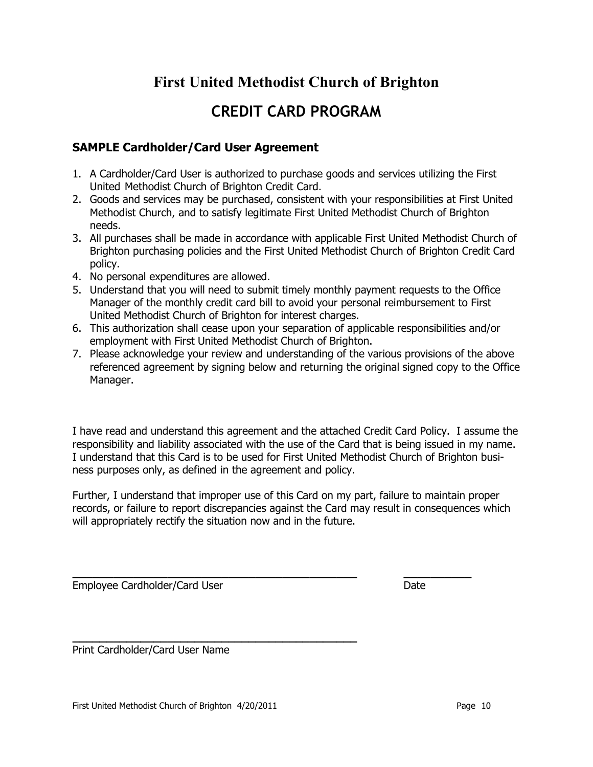# First United Methodist Church of Brighton

## CREDIT CARD PROGRAM

### SAMPLE Cardholder/Card User Agreement

1. A Cardholder/Card User is authorized to purchase goods and services utilizing the First United Methodist Church of Brighton Credit Card.
2. Goods and services may be purchased, consistent with your responsibilities at First United Methodist Church, and to satisfy legitimate First United Methodist Church of Brighton needs.
3. All purchases shall be made in accordance with applicable First United Methodist Church of Brighton purchasing policies and the First United Methodist Church of Brighton Credit Card policy.
4. No personal expenditures are allowed.
5. Understand that you will need to submit timely monthly payment requests to the Office Manager of the monthly credit card bill to avoid your personal reimbursement to First United Methodist Church of Brighton for interest charges.
6. This authorization shall cease upon your separation of applicable responsibilities and/or employment with First United Methodist Church of Brighton.
7. Please acknowledge your review and understanding of the various provisions of the above referenced agreement by signing below and returning the original signed copy to the Office Manager.

I have read and understand this agreement and the attached Credit Card Policy. I assume the responsibility and liability associated with the use of the Card that is being issued in my name. I understand that this Card is to be used for First United Methodist Church of Brighton business purposes only, as defined in the agreement and policy.

Further, I understand that improper use of this Card on my part, failure to maintain proper records, or failure to report discrepancies against the Card may result in consequences which will appropriately rectify the situation now and in the future.

\_\_\_\_\_\_\_\_\_\_\_\_\_\_\_\_\_\_\_\_\_\_\_\_\_\_\_\_\_\_\_\_\_\_\_\_\_\_ \_\_\_\_\_\_\_\_\_\_\_

Employee Cardholder/Card User Date

\_\_\_\_\_\_\_\_\_\_\_\_\_\_\_\_\_\_\_\_\_\_\_\_\_\_\_\_\_\_\_\_\_\_\_\_\_\_

Print Cardholder/Card User Name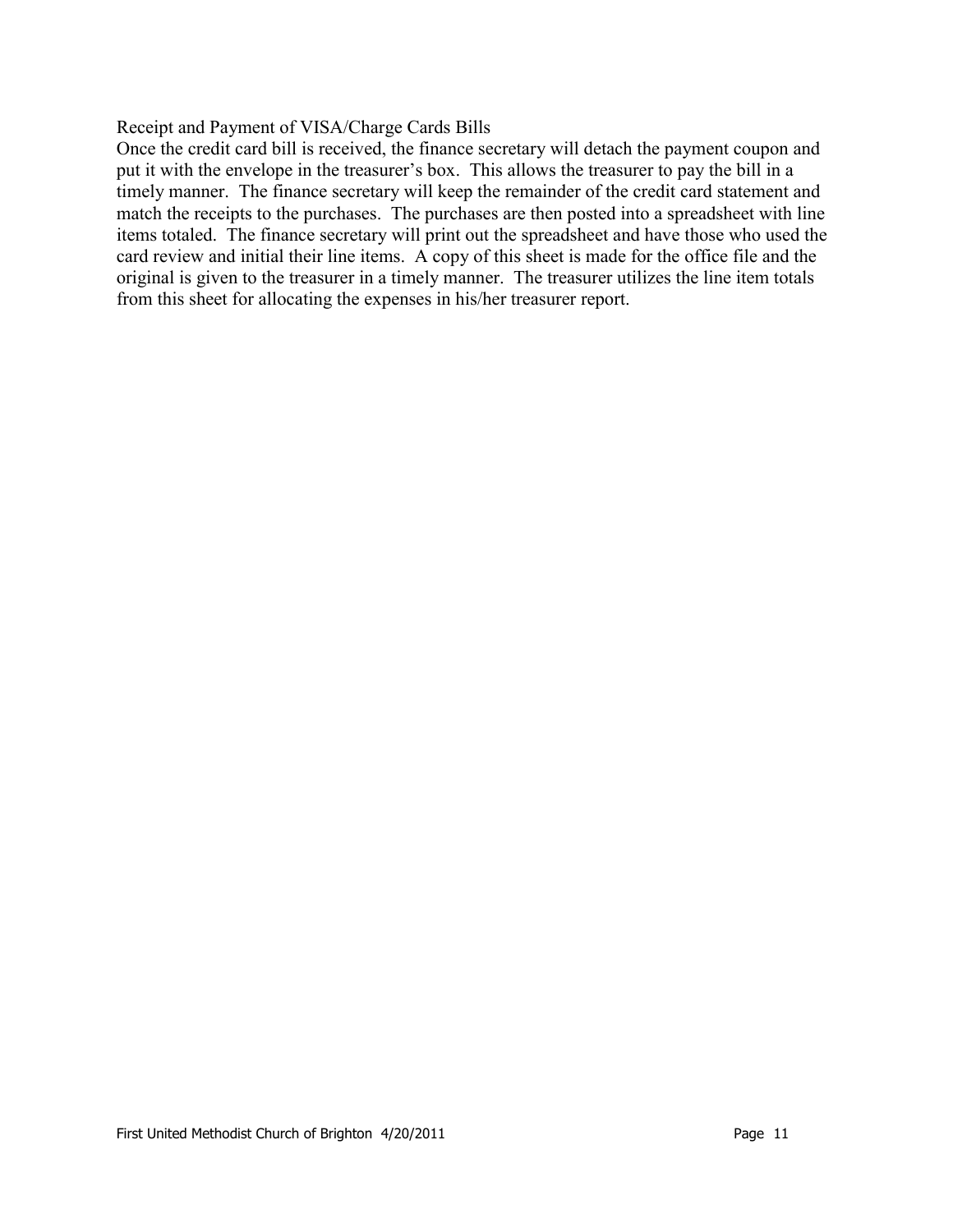Receipt and Payment of VISA/Charge Cards Bills

Once the credit card bill is received, the finance secretary will detach the payment coupon and put it with the envelope in the treasurer's box. This allows the treasurer to pay the bill in a timely manner. The finance secretary will keep the remainder of the credit card statement and match the receipts to the purchases. The purchases are then posted into a spreadsheet with line items totaled. The finance secretary will print out the spreadsheet and have those who used the card review and initial their line items. A copy of this sheet is made for the office file and the original is given to the treasurer in a timely manner. The treasurer utilizes the line item totals from this sheet for allocating the expenses in his/her treasurer report.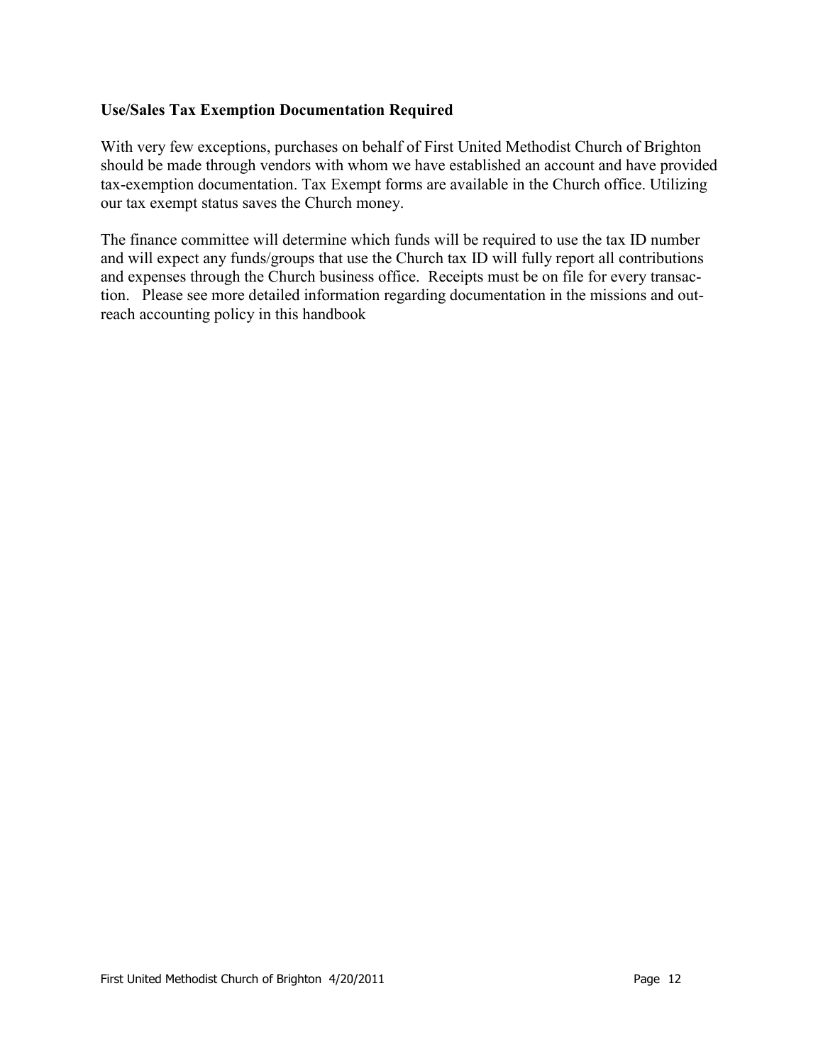**Use/Sales Tax Exemption Documentation Required**

With very few exceptions, purchases on behalf of First United Methodist Church of Brighton should be made through vendors with whom we have established an account and have provided tax-exemption documentation. Tax Exempt forms are available in the Church office. Utilizing our tax exempt status saves the Church money.

The finance committee will determine which funds will be required to use the tax ID number and will expect any funds/groups that use the Church tax ID will fully report all contributions and expenses through the Church business office. Receipts must be on file for every transaction. Please see more detailed information regarding documentation in the missions and outreach accounting policy in this handbook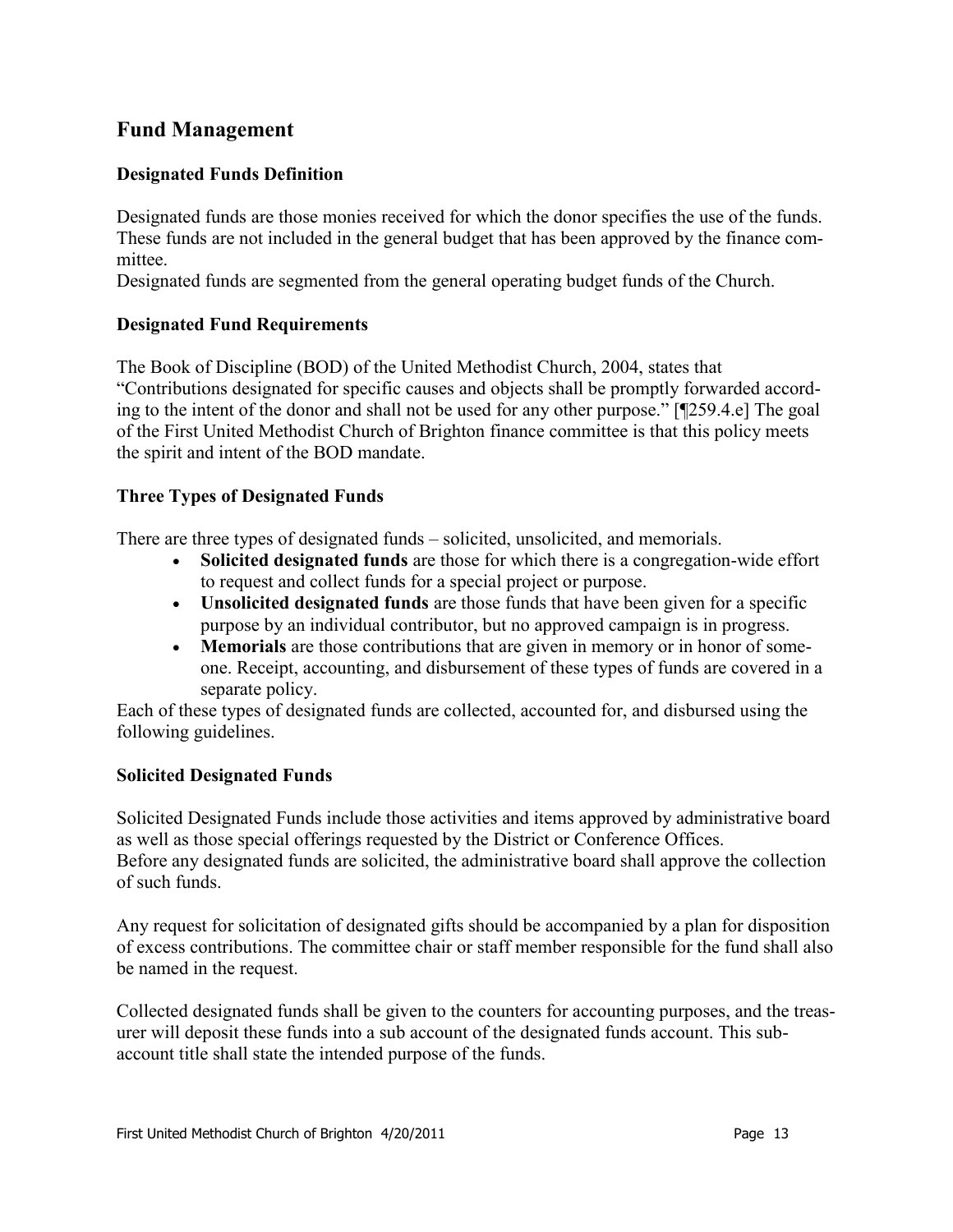## Fund Management

### Designated Funds Definition

Designated funds are those monies received for which the donor specifies the use of the funds. These funds are not included in the general budget that has been approved by the finance committee.

Designated funds are segmented from the general operating budget funds of the Church.

### Designated Fund Requirements

The Book of Discipline (BOD) of the United Methodist Church, 2004, states that "Contributions designated for specific causes and objects shall be promptly forwarded according to the intent of the donor and shall not be used for any other purpose." [¶259.4.e] The goal of the First United Methodist Church of Brighton finance committee is that this policy meets the spirit and intent of the BOD mandate.

### Three Types of Designated Funds

There are three types of designated funds – solicited, unsolicited, and memorials.

- **Solicited designated funds** are those for which there is a congregation-wide effort to request and collect funds for a special project or purpose.
- **Unsolicited designated funds** are those funds that have been given for a specific purpose by an individual contributor, but no approved campaign is in progress.
- **Memorials** are those contributions that are given in memory or in honor of someone. Receipt, accounting, and disbursement of these types of funds are covered in a separate policy.

Each of these types of designated funds are collected, accounted for, and disbursed using the following guidelines.

### Solicited Designated Funds

Solicited Designated Funds include those activities and items approved by administrative board as well as those special offerings requested by the District or Conference Offices.

Before any designated funds are solicited, the administrative board shall approve the collection of such funds.

Any request for solicitation of designated gifts should be accompanied by a plan for disposition of excess contributions. The committee chair or staff member responsible for the fund shall also be named in the request.

Collected designated funds shall be given to the counters for accounting purposes, and the treasurer will deposit these funds into a sub account of the designated funds account. This sub-account title shall state the intended purpose of the funds.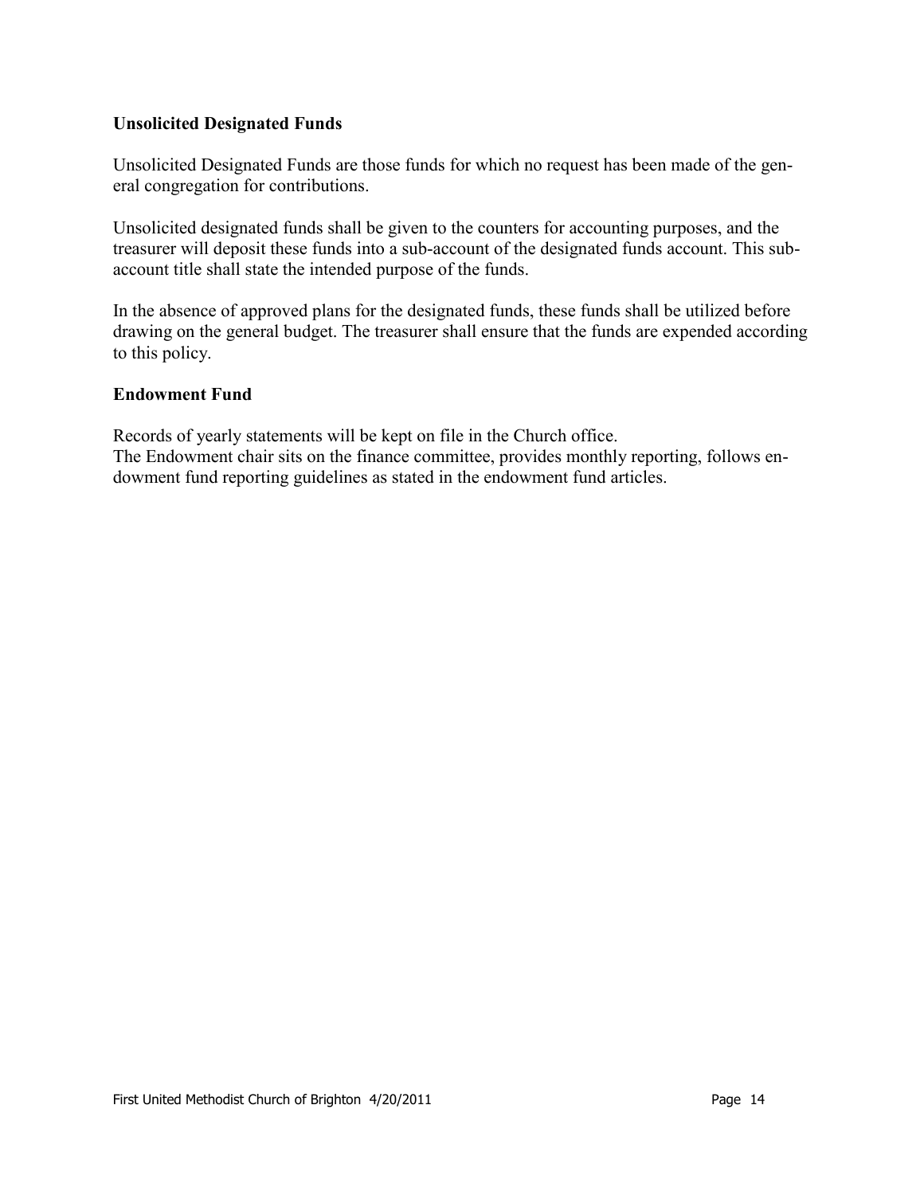### Unsolicited Designated Funds

Unsolicited Designated Funds are those funds for which no request has been made of the general congregation for contributions.

Unsolicited designated funds shall be given to the counters for accounting purposes, and the treasurer will deposit these funds into a sub-account of the designated funds account. This sub-account title shall state the intended purpose of the funds.

In the absence of approved plans for the designated funds, these funds shall be utilized before drawing on the general budget. The treasurer shall ensure that the funds are expended according to this policy.

### Endowment Fund

Records of yearly statements will be kept on file in the Church office.
The Endowment chair sits on the finance committee, provides monthly reporting, follows endowment fund reporting guidelines as stated in the endowment fund articles.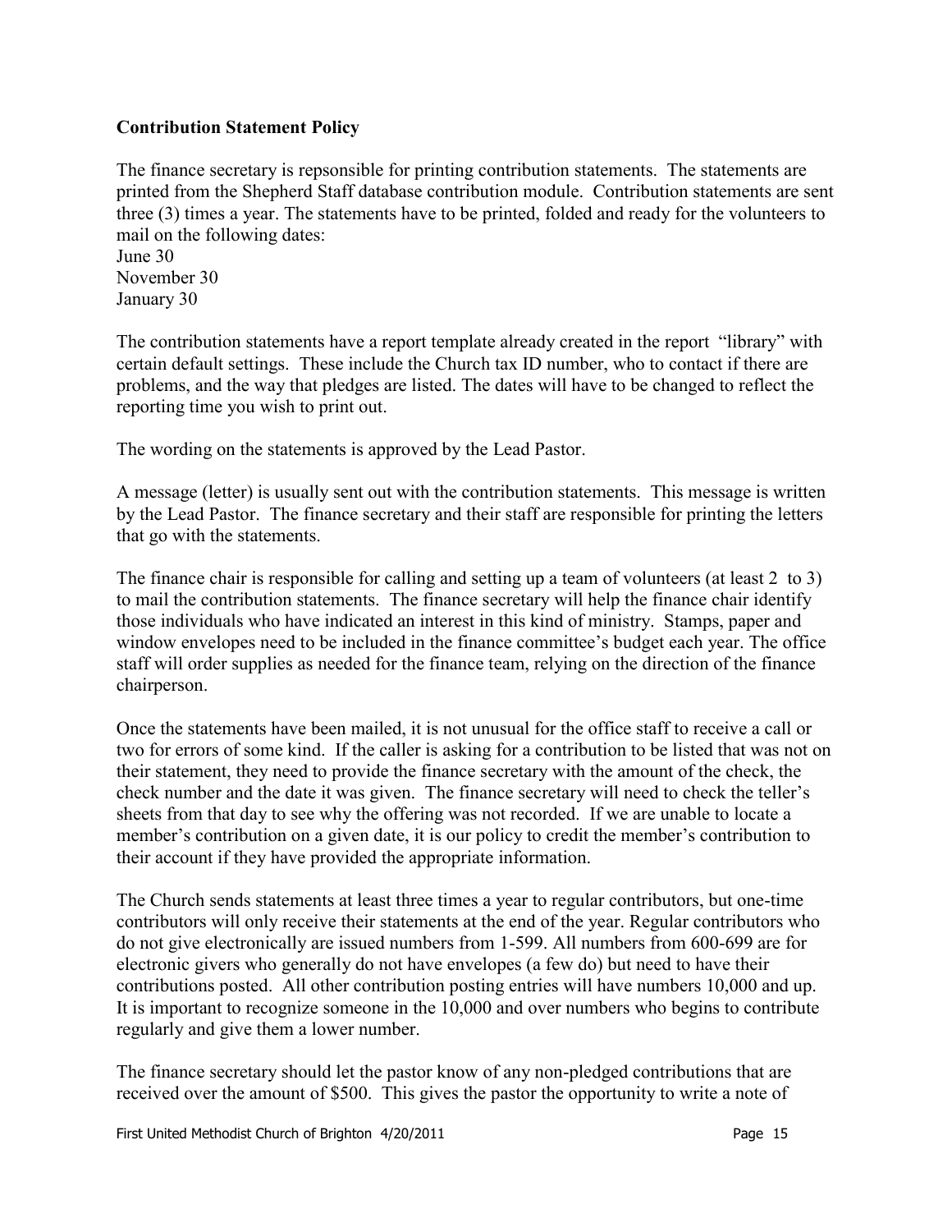**Contribution Statement Policy**

The finance secretary is repsonsible for printing contribution statements. The statements are printed from the Shepherd Staff database contribution module. Contribution statements are sent three (3) times a year. The statements have to be printed, folded and ready for the volunteers to mail on the following dates:
June 30
November 30
January 30

The contribution statements have a report template already created in the report "library" with certain default settings. These include the Church tax ID number, who to contact if there are problems, and the way that pledges are listed. The dates will have to be changed to reflect the reporting time you wish to print out.

The wording on the statements is approved by the Lead Pastor.

A message (letter) is usually sent out with the contribution statements. This message is written by the Lead Pastor. The finance secretary and their staff are responsible for printing the letters that go with the statements.

The finance chair is responsible for calling and setting up a team of volunteers (at least 2 to 3) to mail the contribution statements. The finance secretary will help the finance chair identify those individuals who have indicated an interest in this kind of ministry. Stamps, paper and window envelopes need to be included in the finance committee's budget each year. The office staff will order supplies as needed for the finance team, relying on the direction of the finance chairperson.

Once the statements have been mailed, it is not unusual for the office staff to receive a call or two for errors of some kind. If the caller is asking for a contribution to be listed that was not on their statement, they need to provide the finance secretary with the amount of the check, the check number and the date it was given. The finance secretary will need to check the teller's sheets from that day to see why the offering was not recorded. If we are unable to locate a member's contribution on a given date, it is our policy to credit the member's contribution to their account if they have provided the appropriate information.

The Church sends statements at least three times a year to regular contributors, but one-time contributors will only receive their statements at the end of the year. Regular contributors who do not give electronically are issued numbers from 1-599. All numbers from 600-699 are for electronic givers who generally do not have envelopes (a few do) but need to have their contributions posted. All other contribution posting entries will have numbers 10,000 and up. It is important to recognize someone in the 10,000 and over numbers who begins to contribute regularly and give them a lower number.

The finance secretary should let the pastor know of any non-pledged contributions that are received over the amount of $500. This gives the pastor the opportunity to write a note of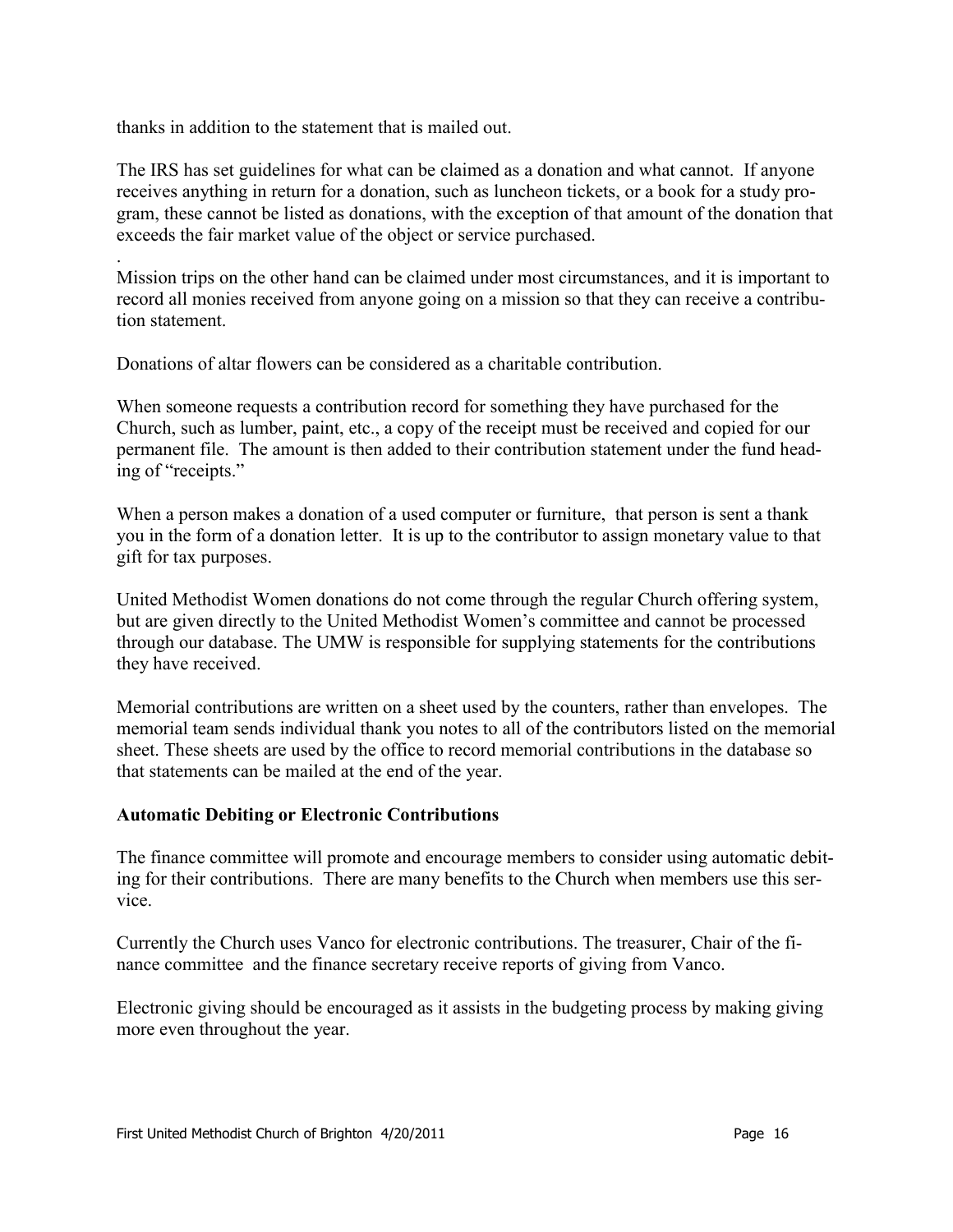thanks in addition to the statement that is mailed out.

The IRS has set guidelines for what can be claimed as a donation and what cannot. If anyone receives anything in return for a donation, such as luncheon tickets, or a book for a study program, these cannot be listed as donations, with the exception of that amount of the donation that exceeds the fair market value of the object or service purchased.

.
Mission trips on the other hand can be claimed under most circumstances, and it is important to record all monies received from anyone going on a mission so that they can receive a contribution statement.

Donations of altar flowers can be considered as a charitable contribution.

When someone requests a contribution record for something they have purchased for the Church, such as lumber, paint, etc., a copy of the receipt must be received and copied for our permanent file. The amount is then added to their contribution statement under the fund heading of "receipts."

When a person makes a donation of a used computer or furniture, that person is sent a thank you in the form of a donation letter. It is up to the contributor to assign monetary value to that gift for tax purposes.

United Methodist Women donations do not come through the regular Church offering system, but are given directly to the United Methodist Women's committee and cannot be processed through our database. The UMW is responsible for supplying statements for the contributions they have received.

Memorial contributions are written on a sheet used by the counters, rather than envelopes. The memorial team sends individual thank you notes to all of the contributors listed on the memorial sheet. These sheets are used by the office to record memorial contributions in the database so that statements can be mailed at the end of the year.

**Automatic Debiting or Electronic Contributions**

The finance committee will promote and encourage members to consider using automatic debiting for their contributions. There are many benefits to the Church when members use this service.

Currently the Church uses Vanco for electronic contributions. The treasurer, Chair of the finance committee and the finance secretary receive reports of giving from Vanco.

Electronic giving should be encouraged as it assists in the budgeting process by making giving more even throughout the year.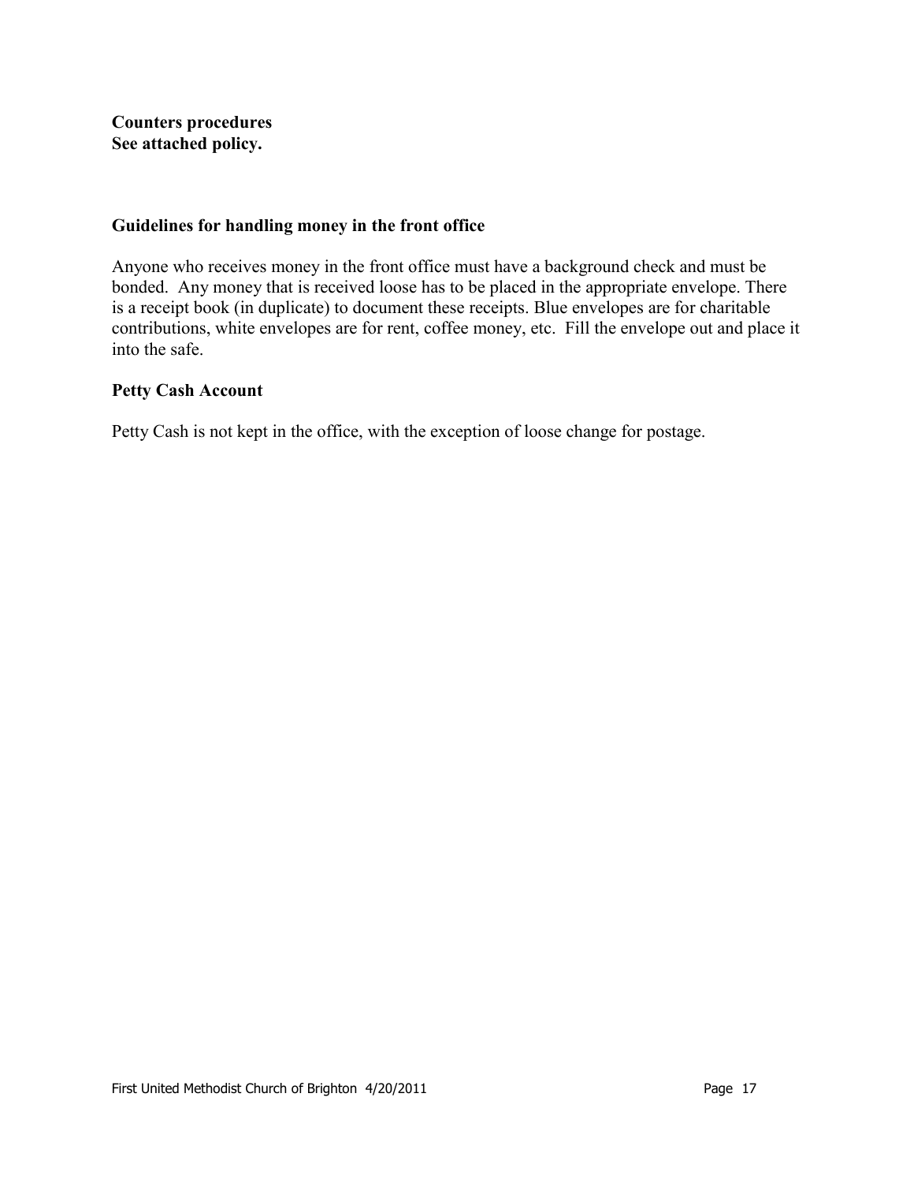**Counters procedures**
**See attached policy.**

### Guidelines for handling money in the front office

Anyone who receives money in the front office must have a background check and must be bonded. Any money that is received loose has to be placed in the appropriate envelope. There is a receipt book (in duplicate) to document these receipts. Blue envelopes are for charitable contributions, white envelopes are for rent, coffee money, etc. Fill the envelope out and place it into the safe.

### Petty Cash Account

Petty Cash is not kept in the office, with the exception of loose change for postage.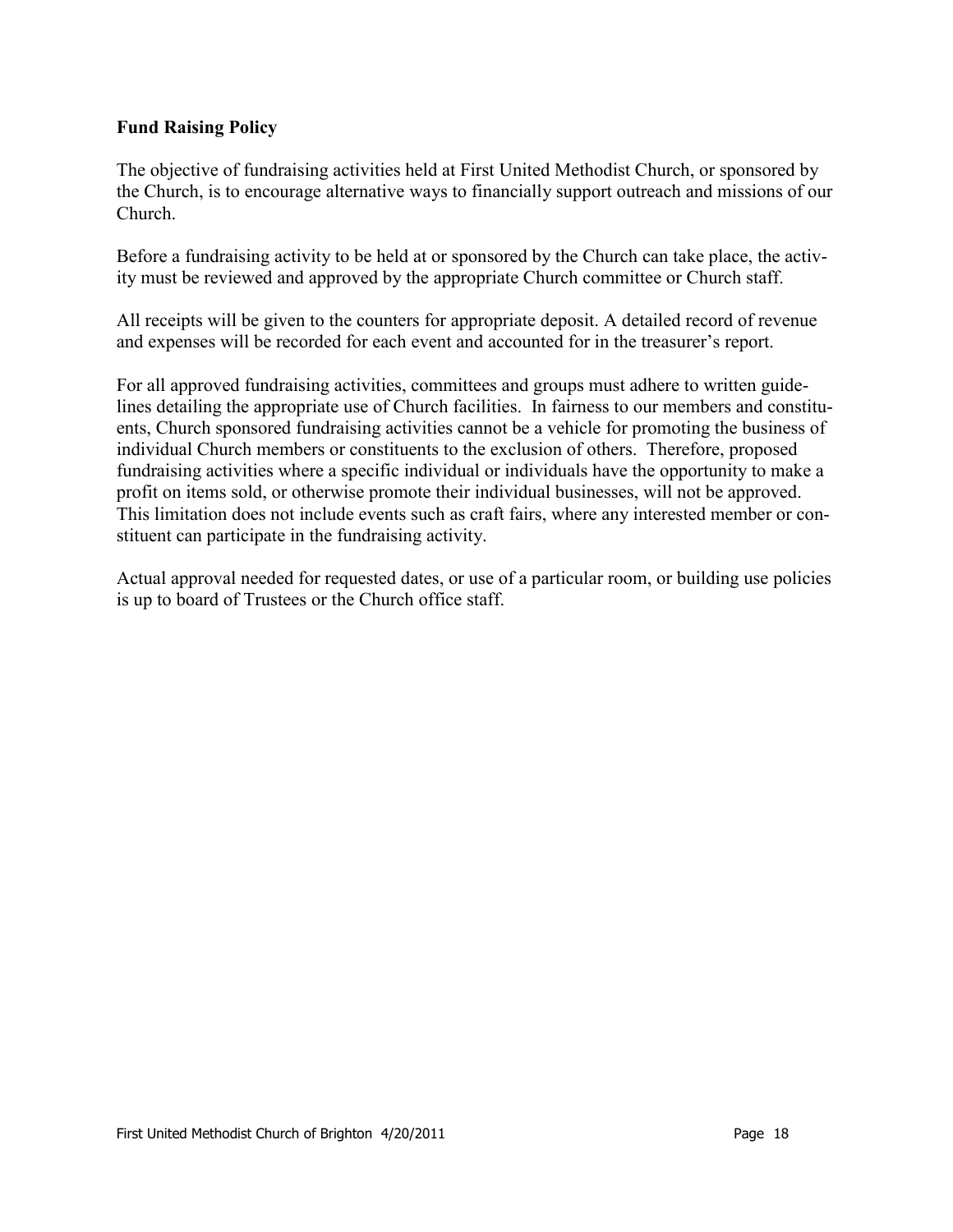**Fund Raising Policy**

The objective of fundraising activities held at First United Methodist Church, or sponsored by the Church, is to encourage alternative ways to financially support outreach and missions of our Church.

Before a fundraising activity to be held at or sponsored by the Church can take place, the activity must be reviewed and approved by the appropriate Church committee or Church staff.

All receipts will be given to the counters for appropriate deposit. A detailed record of revenue and expenses will be recorded for each event and accounted for in the treasurer's report.

For all approved fundraising activities, committees and groups must adhere to written guidelines detailing the appropriate use of Church facilities. In fairness to our members and constituents, Church sponsored fundraising activities cannot be a vehicle for promoting the business of individual Church members or constituents to the exclusion of others. Therefore, proposed fundraising activities where a specific individual or individuals have the opportunity to make a profit on items sold, or otherwise promote their individual businesses, will not be approved. This limitation does not include events such as craft fairs, where any interested member or constituent can participate in the fundraising activity.

Actual approval needed for requested dates, or use of a particular room, or building use policies is up to board of Trustees or the Church office staff.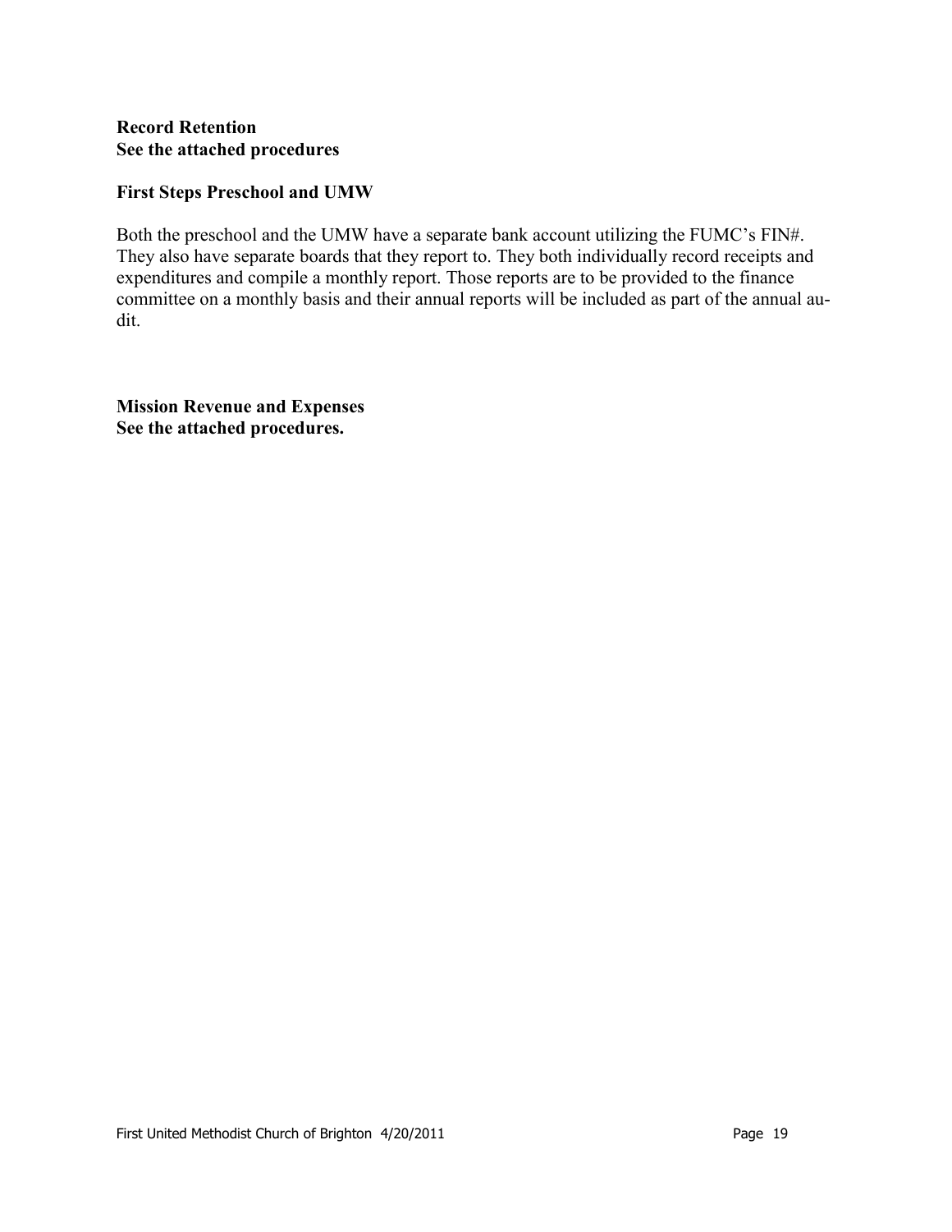**Record Retention**
**See the attached procedures**

**First Steps Preschool and UMW**

Both the preschool and the UMW have a separate bank account utilizing the FUMC's FIN#. They also have separate boards that they report to. They both individually record receipts and expenditures and compile a monthly report. Those reports are to be provided to the finance committee on a monthly basis and their annual reports will be included as part of the annual audit.

**Mission Revenue and Expenses**
**See the attached procedures.**